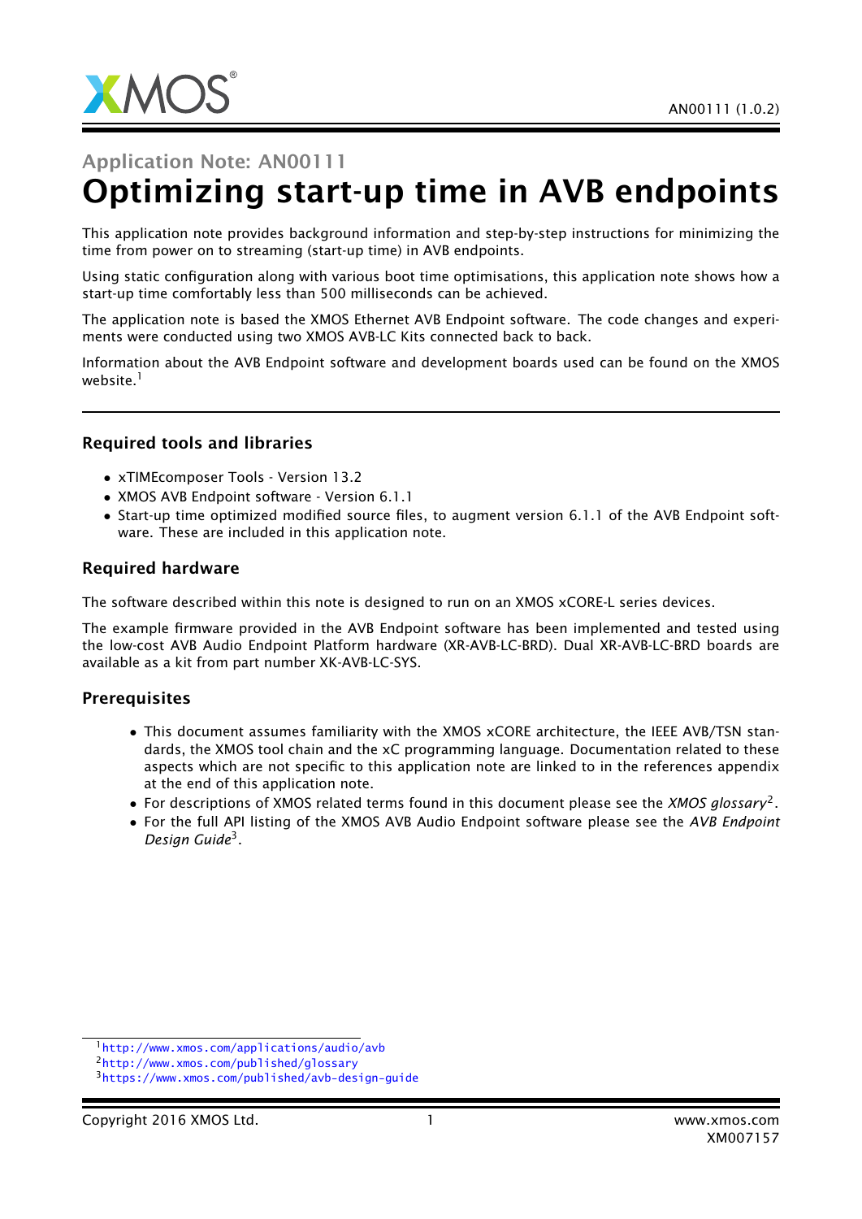Application Note: AN00111

# Optimizing start-up time in AVB endpoints

This application note provides background information and step-by-step instructions for minimizing the time from power on to streaming (start-up time) in AVB endpoints.

Using static configuration along with various boot time optimisations, this application note shows how a start-up time comfortably less than 500 milliseconds can be achieved.

The application note is based the XMOS Ethernet AVB Endpoint software. The code changes and experiments were conducted using two XMOS AVB-LC Kits connected back to back.

Information about the AVB Endpoint software and development boards used can be found on the XMOS website.[1]

## Required tools and libraries

- xTIMEcomposer Tools - Version 13.2
- XMOS AVB Endpoint software - Version 6.1.1
- Start-up time optimized modified source files, to augment version 6.1.1 of the AVB Endpoint software. These are included in this application note.

## Required hardware

The software described within this note is designed to run on an XMOS xCORE-L series devices.

The example firmware provided in the AVB Endpoint software has been implemented and tested using the low-cost AVB Audio Endpoint Platform hardware (XR-AVB-LC-BRD). Dual XR-AVB-LC-BRD boards are available as a kit from part number XK-AVB-LC-SYS.

## Prerequisites

- This document assumes familiarity with the XMOS xCORE architecture, the IEEE AVB/TSN standards, the XMOS tool chain and the xC programming language. Documentation related to these aspects which are not specific to this application note are linked to in the references appendix at the end of this application note.
- For descriptions of XMOS related terms found in this document please see the *XMOS glossary*[2].
- For the full API listing of the XMOS AVB Audio Endpoint software please see the *AVB Endpoint Design Guide*[3].

[1] http://www.xmos.com/applications/audio/avb
[2] http://www.xmos.com/published/glossary
[3] https://www.xmos.com/published/avb-design-guide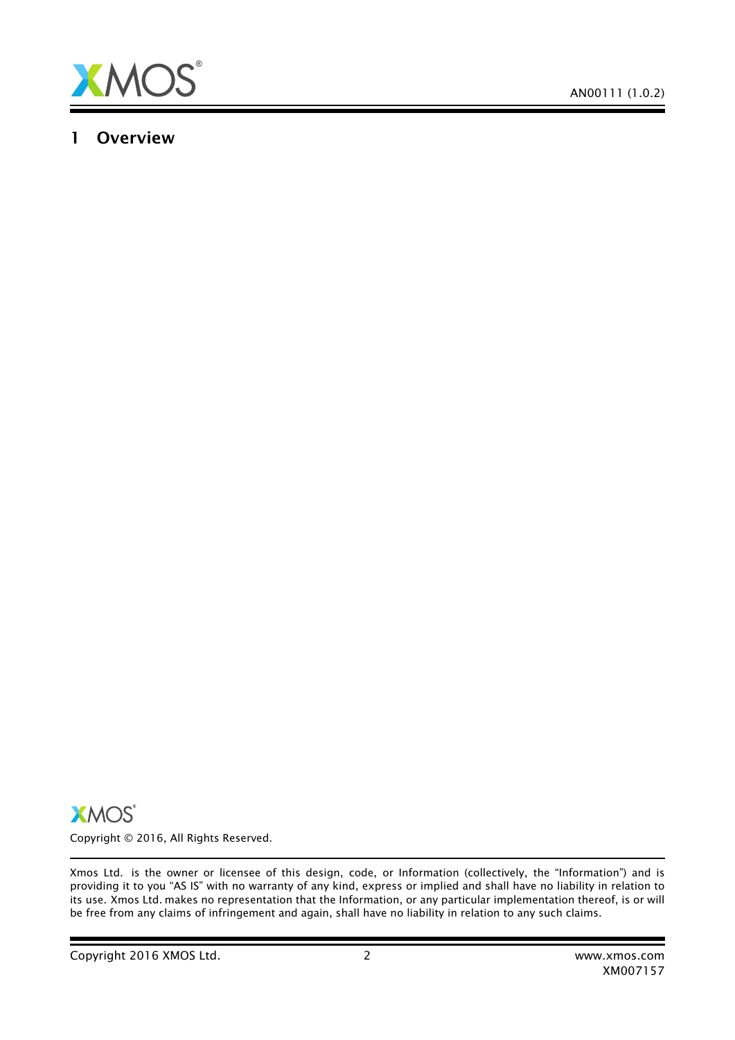# 1 Overview

Copyright © 2016, All Rights Reserved.

Xmos Ltd. is the owner or licensee of this design, code, or Information (collectively, the "Information") and is providing it to you "AS IS" with no warranty of any kind, express or implied and shall have no liability in relation to its use. Xmos Ltd. makes no representation that the Information, or any particular implementation thereof, is or will be free from any claims of infringement and again, shall have no liability in relation to any such claims.